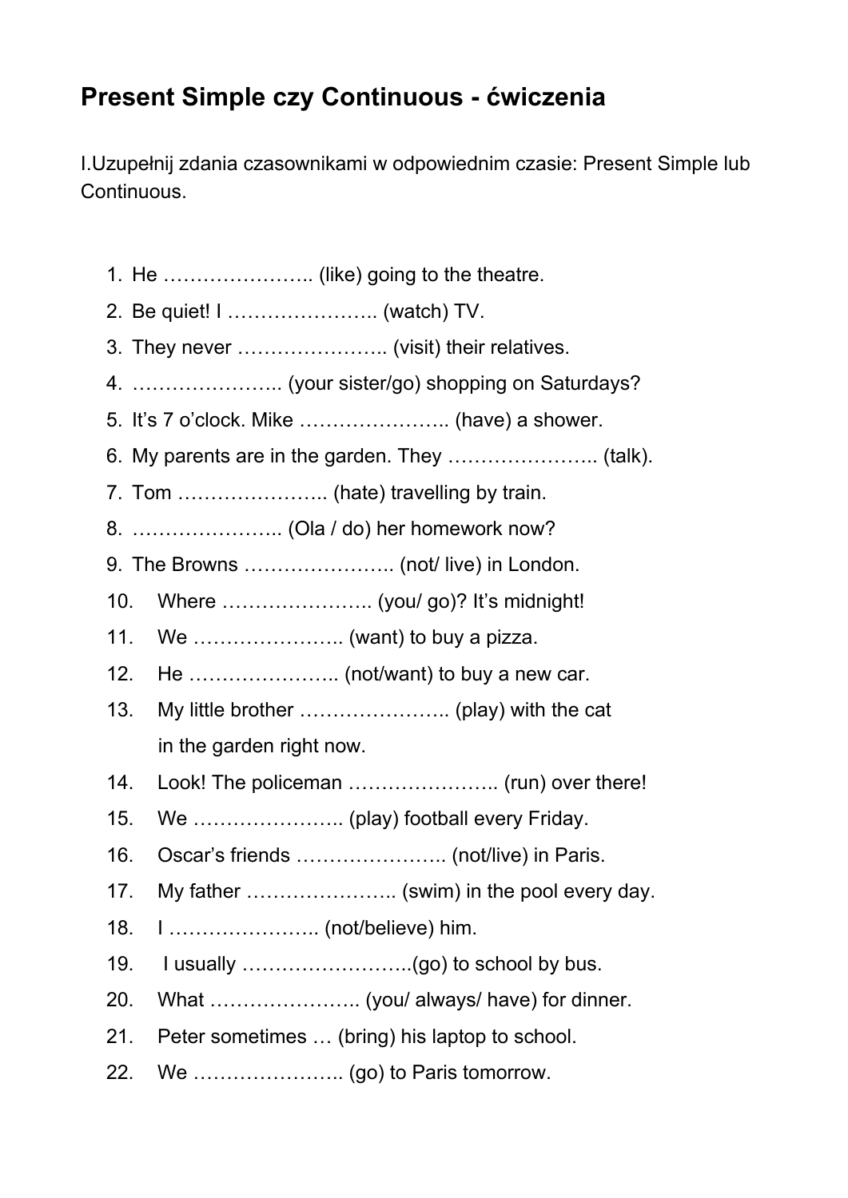# Present Simple czy Continuous - ćwiczenia

I.Uzupełnij zdania czasownikami w odpowiednim czasie: Present Simple lub Continuous.

1. He ………………….. (like) going to the theatre.
2. Be quiet! I ………………….. (watch) TV.
3. They never ………………….. (visit) their relatives.
4. ………………….. (your sister/go) shopping on Saturdays?
5. It's 7 o'clock. Mike ………………….. (have) a shower.
6. My parents are in the garden. They ………………….. (talk).
7. Tom ………………….. (hate) travelling by train.
8. ………………….. (Ola / do) her homework now?
9. The Browns ………………….. (not/ live) in London.
10. Where ………………….. (you/ go)? It's midnight!
11. We ………………….. (want) to buy a pizza.
12. He ………………….. (not/want) to buy a new car.
13. My little brother ………………….. (play) with the cat in the garden right now.
14. Look! The policeman ………………….. (run) over there!
15. We ………………….. (play) football every Friday.
16. Oscar's friends ………………….. (not/live) in Paris.
17. My father ………………….. (swim) in the pool every day.
18. I ………………….. (not/believe) him.
19. I usually ……………………..(go) to school by bus.
20. What ………………….. (you/ always/ have) for dinner.
21. Peter sometimes … (bring) his laptop to school.
22. We ………………….. (go) to Paris tomorrow.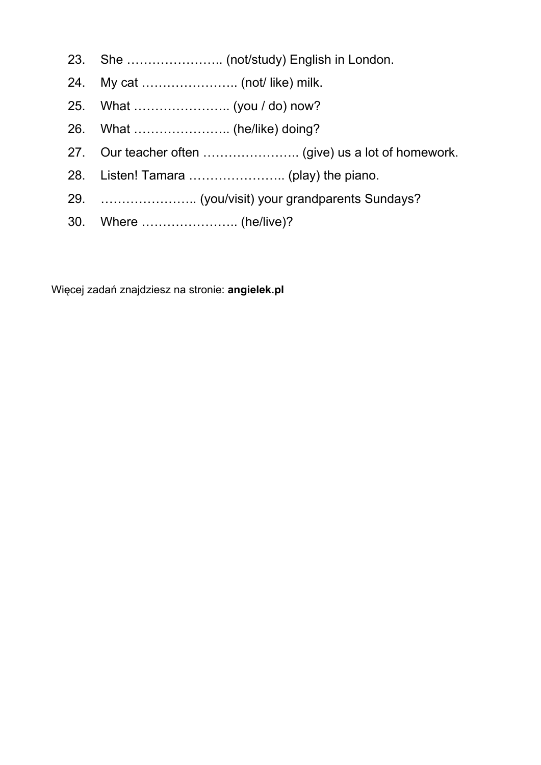23. She ………………….. (not/study) English in London.
24. My cat ………………….. (not/ like) milk.
25. What ………………….. (you / do) now?
26. What ………………….. (he/like) doing?
27. Our teacher often ………………….. (give) us a lot of homework.
28. Listen! Tamara ………………….. (play) the piano.
29. ………………….. (you/visit) your grandparents Sundays?
30. Where ………………….. (he/live)?

Więcej zadań znajdziesz na stronie: **angielek.pl**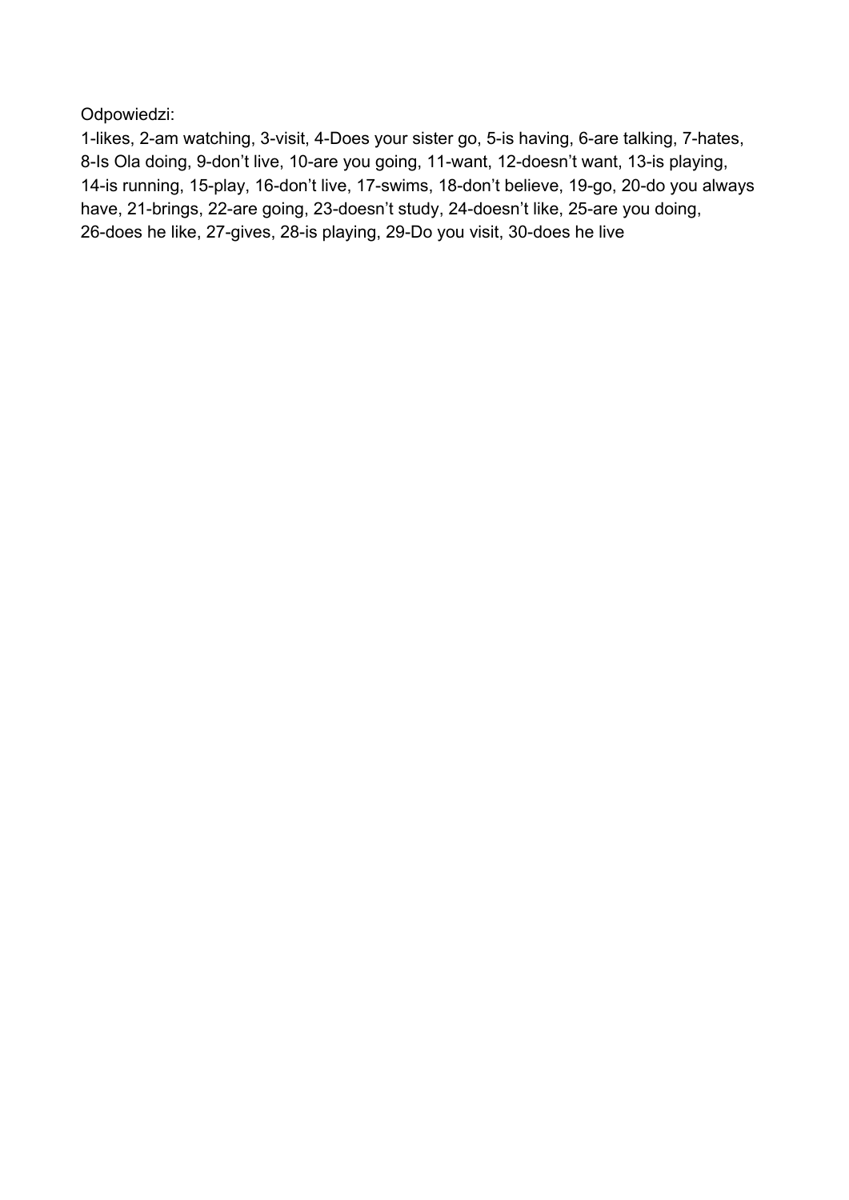Odpowiedzi:

1-likes, 2-am watching, 3-visit, 4-Does your sister go, 5-is having, 6-are talking, 7-hates, 8-Is Ola doing, 9-don’t live, 10-are you going, 11-want, 12-doesn’t want, 13-is playing, 14-is running, 15-play, 16-don’t live, 17-swims, 18-don’t believe, 19-go, 20-do you always have, 21-brings, 22-are going, 23-doesn’t study, 24-doesn’t like, 25-are you doing, 26-does he like, 27-gives, 28-is playing, 29-Do you visit, 30-does he live